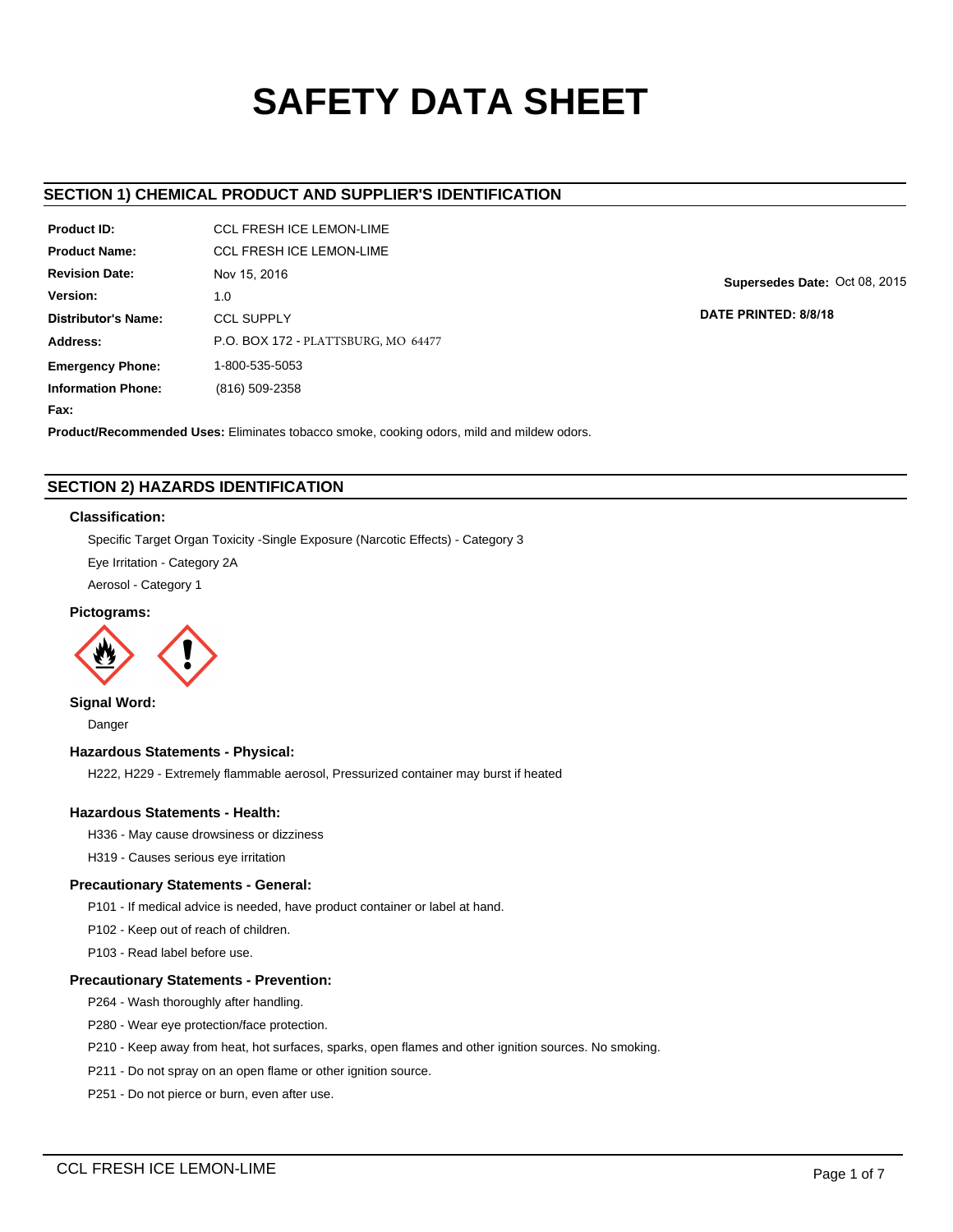# SAFETY DATA SHEET

## SECTION 1) CHEMICAL PRODUCT AND SUPPLIER'S IDENTIFICATION

**Product ID:** CCL FRESH ICE LEMON-LIME

**Product Name:** CCL FRESH ICE LEMON-LIME

**Revision Date:** Nov 15, 2016

**Supersedes Date:** Oct 08, 2015

**Version:** 1.0

**DATE PRINTED: 8/8/18**

**Distributor's Name:** CCL SUPPLY

**Address:** P.O. BOX 172 - PLATTSBURG, MO 64477

**Emergency Phone:** 1-800-535-5053

**Information Phone:** (816) 509-2358

**Fax:**

**Product/Recommended Uses:** Eliminates tobacco smoke, cooking odors, mild and mildew odors.

## SECTION 2) HAZARDS IDENTIFICATION

### Classification:

Specific Target Organ Toxicity -Single Exposure (Narcotic Effects) - Category 3

Eye Irritation - Category 2A

Aerosol - Category 1

### Pictograms:

### Signal Word:

Danger

### Hazardous Statements - Physical:

H222, H229 - Extremely flammable aerosol, Pressurized container may burst if heated

### Hazardous Statements - Health:

H336 - May cause drowsiness or dizziness

H319 - Causes serious eye irritation

### Precautionary Statements - General:

P101 - If medical advice is needed, have product container or label at hand.

P102 - Keep out of reach of children.

P103 - Read label before use.

### Precautionary Statements - Prevention:

P264 - Wash thoroughly after handling.

P280 - Wear eye protection/face protection.

P210 - Keep away from heat, hot surfaces, sparks, open flames and other ignition sources. No smoking.

P211 - Do not spray on an open flame or other ignition source.

P251 - Do not pierce or burn, even after use.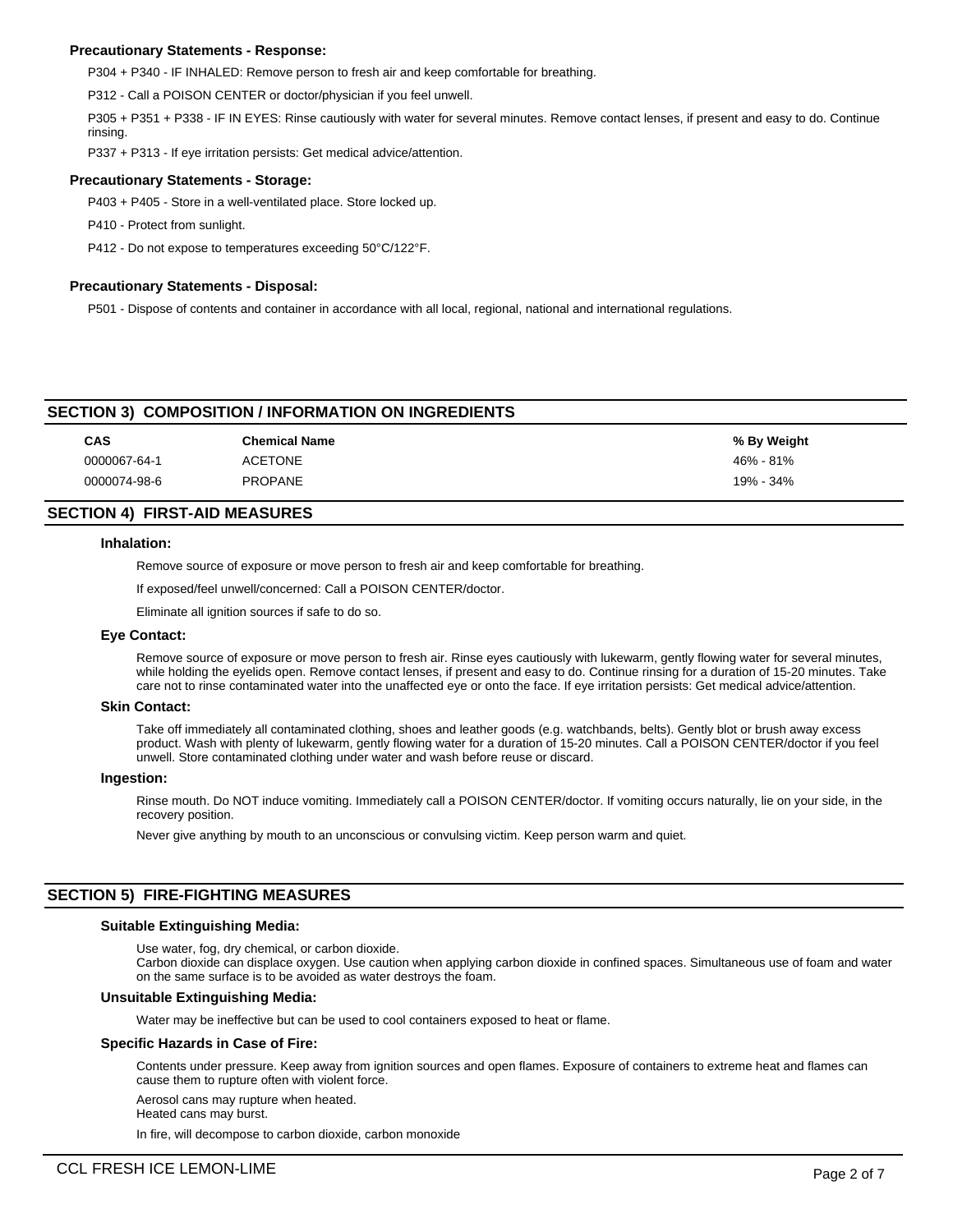#### Precautionary Statements - Response:

P304 + P340 - IF INHALED: Remove person to fresh air and keep comfortable for breathing.

P312 - Call a POISON CENTER or doctor/physician if you feel unwell.

P305 + P351 + P338 - IF IN EYES: Rinse cautiously with water for several minutes. Remove contact lenses, if present and easy to do. Continue rinsing.

P337 + P313 - If eye irritation persists: Get medical advice/attention.

#### Precautionary Statements - Storage:

P403 + P405 - Store in a well-ventilated place. Store locked up.

P410 - Protect from sunlight.

P412 - Do not expose to temperatures exceeding 50°C/122°F.

#### Precautionary Statements - Disposal:

P501 - Dispose of contents and container in accordance with all local, regional, national and international regulations.

## SECTION 3) COMPOSITION / INFORMATION ON INGREDIENTS

| CAS | Chemical Name | % By Weight |
|---|---|---|
| 0000067-64-1 | ACETONE | 46% - 81% |
| 0000074-98-6 | PROPANE | 19% - 34% |

## SECTION 4) FIRST-AID MEASURES

#### Inhalation:

Remove source of exposure or move person to fresh air and keep comfortable for breathing.

If exposed/feel unwell/concerned: Call a POISON CENTER/doctor.

Eliminate all ignition sources if safe to do so.

#### Eye Contact:

Remove source of exposure or move person to fresh air. Rinse eyes cautiously with lukewarm, gently flowing water for several minutes, while holding the eyelids open. Remove contact lenses, if present and easy to do. Continue rinsing for a duration of 15-20 minutes. Take care not to rinse contaminated water into the unaffected eye or onto the face. If eye irritation persists: Get medical advice/attention.

#### Skin Contact:

Take off immediately all contaminated clothing, shoes and leather goods (e.g. watchbands, belts). Gently blot or brush away excess product. Wash with plenty of lukewarm, gently flowing water for a duration of 15-20 minutes. Call a POISON CENTER/doctor if you feel unwell. Store contaminated clothing under water and wash before reuse or discard.

#### Ingestion:

Rinse mouth. Do NOT induce vomiting. Immediately call a POISON CENTER/doctor. If vomiting occurs naturally, lie on your side, in the recovery position.

Never give anything by mouth to an unconscious or convulsing victim. Keep person warm and quiet.

## SECTION 5) FIRE-FIGHTING MEASURES

#### Suitable Extinguishing Media:

Use water, fog, dry chemical, or carbon dioxide.
Carbon dioxide can displace oxygen. Use caution when applying carbon dioxide in confined spaces. Simultaneous use of foam and water on the same surface is to be avoided as water destroys the foam.

#### Unsuitable Extinguishing Media:

Water may be ineffective but can be used to cool containers exposed to heat or flame.

#### Specific Hazards in Case of Fire:

Contents under pressure. Keep away from ignition sources and open flames. Exposure of containers to extreme heat and flames can cause them to rupture often with violent force.

Aerosol cans may rupture when heated.
Heated cans may burst.

In fire, will decompose to carbon dioxide, carbon monoxide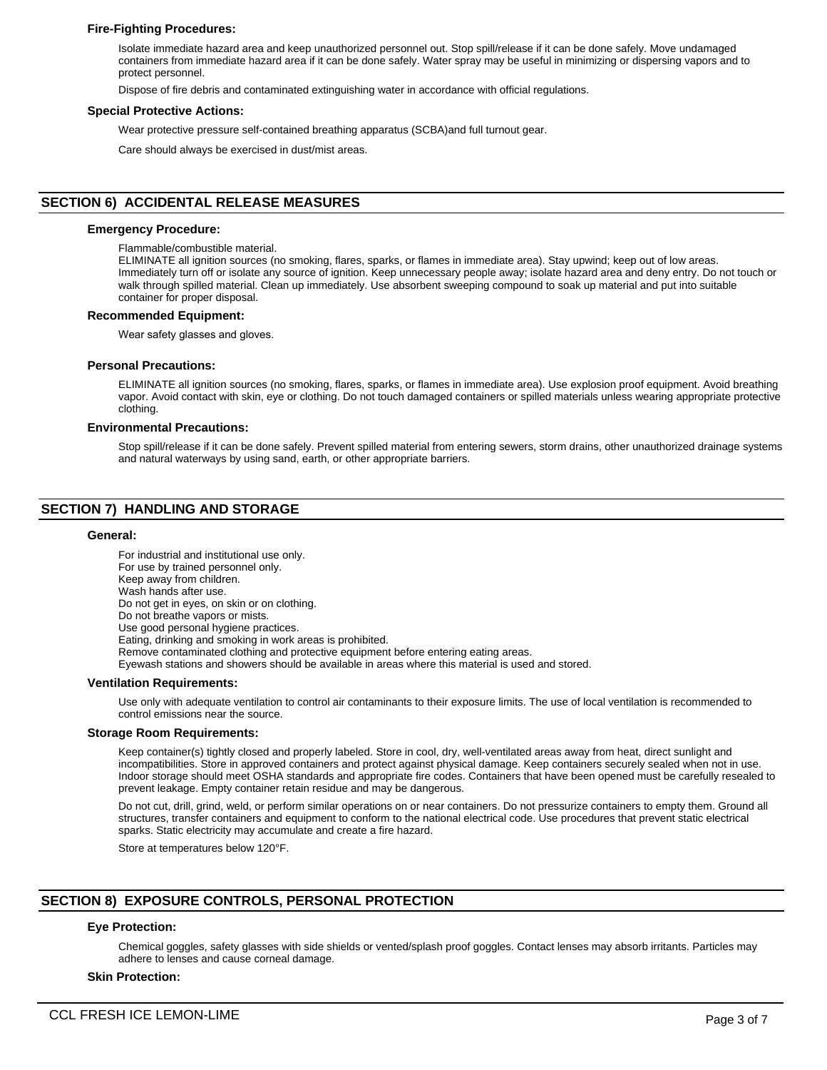### Fire-Fighting Procedures:

Isolate immediate hazard area and keep unauthorized personnel out. Stop spill/release if it can be done safely. Move undamaged containers from immediate hazard area if it can be done safely. Water spray may be useful in minimizing or dispersing vapors and to protect personnel.

Dispose of fire debris and contaminated extinguishing water in accordance with official regulations.

### Special Protective Actions:

Wear protective pressure self-contained breathing apparatus (SCBA)and full turnout gear.

Care should always be exercised in dust/mist areas.

## SECTION 6) ACCIDENTAL RELEASE MEASURES

### Emergency Procedure:

Flammable/combustible material.
ELIMINATE all ignition sources (no smoking, flares, sparks, or flames in immediate area). Stay upwind; keep out of low areas. Immediately turn off or isolate any source of ignition. Keep unnecessary people away; isolate hazard area and deny entry. Do not touch or walk through spilled material. Clean up immediately. Use absorbent sweeping compound to soak up material and put into suitable container for proper disposal.

### Recommended Equipment:

Wear safety glasses and gloves.

### Personal Precautions:

ELIMINATE all ignition sources (no smoking, flares, sparks, or flames in immediate area). Use explosion proof equipment. Avoid breathing vapor. Avoid contact with skin, eye or clothing. Do not touch damaged containers or spilled materials unless wearing appropriate protective clothing.

### Environmental Precautions:

Stop spill/release if it can be done safely. Prevent spilled material from entering sewers, storm drains, other unauthorized drainage systems and natural waterways by using sand, earth, or other appropriate barriers.

## SECTION 7) HANDLING AND STORAGE

### General:

For industrial and institutional use only.
For use by trained personnel only.
Keep away from children.
Wash hands after use.
Do not get in eyes, on skin or on clothing.
Do not breathe vapors or mists.
Use good personal hygiene practices.
Eating, drinking and smoking in work areas is prohibited.
Remove contaminated clothing and protective equipment before entering eating areas.
Eyewash stations and showers should be available in areas where this material is used and stored.

### Ventilation Requirements:

Use only with adequate ventilation to control air contaminants to their exposure limits. The use of local ventilation is recommended to control emissions near the source.

### Storage Room Requirements:

Keep container(s) tightly closed and properly labeled. Store in cool, dry, well-ventilated areas away from heat, direct sunlight and incompatibilities. Store in approved containers and protect against physical damage. Keep containers securely sealed when not in use. Indoor storage should meet OSHA standards and appropriate fire codes. Containers that have been opened must be carefully resealed to prevent leakage. Empty container retain residue and may be dangerous.

Do not cut, drill, grind, weld, or perform similar operations on or near containers. Do not pressurize containers to empty them. Ground all structures, transfer containers and equipment to conform to the national electrical code. Use procedures that prevent static electrical sparks. Static electricity may accumulate and create a fire hazard.

Store at temperatures below 120°F.

## SECTION 8) EXPOSURE CONTROLS, PERSONAL PROTECTION

### Eye Protection:

Chemical goggles, safety glasses with side shields or vented/splash proof goggles. Contact lenses may absorb irritants. Particles may adhere to lenses and cause corneal damage.

### Skin Protection: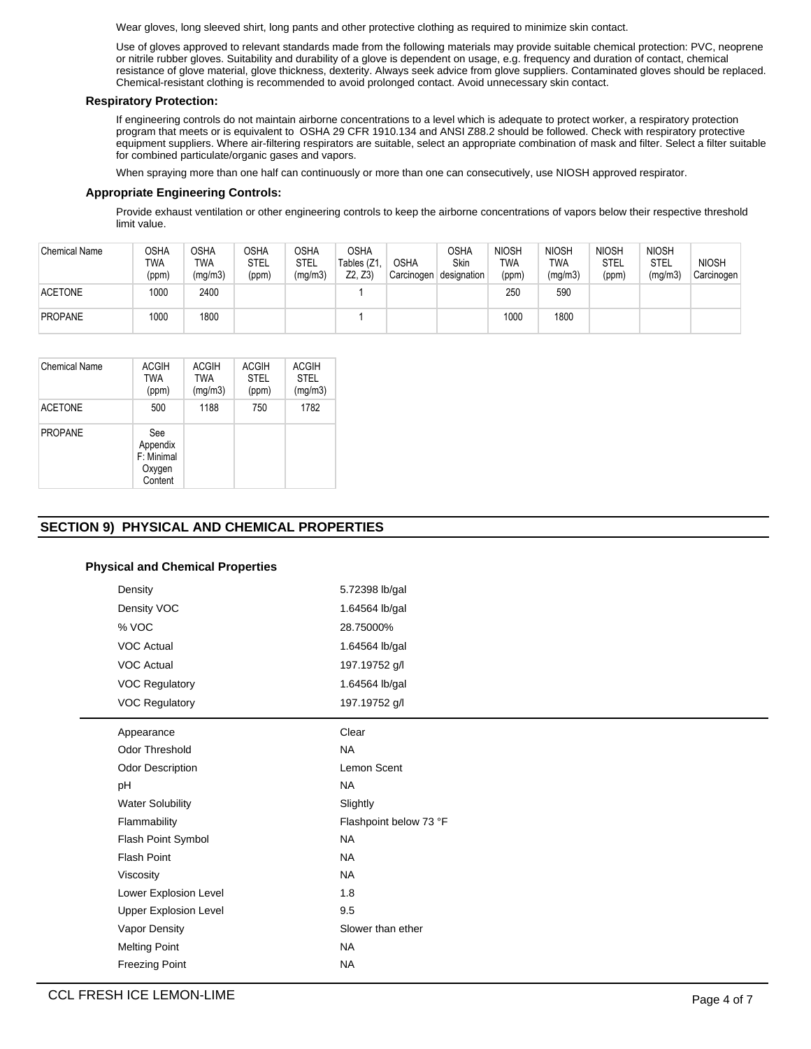Wear gloves, long sleeved shirt, long pants and other protective clothing as required to minimize skin contact.

Use of gloves approved to relevant standards made from the following materials may provide suitable chemical protection: PVC, neoprene or nitrile rubber gloves. Suitability and durability of a glove is dependent on usage, e.g. frequency and duration of contact, chemical resistance of glove material, glove thickness, dexterity. Always seek advice from glove suppliers. Contaminated gloves should be replaced. Chemical-resistant clothing is recommended to avoid prolonged contact. Avoid unnecessary skin contact.

**Respiratory Protection:**

If engineering controls do not maintain airborne concentrations to a level which is adequate to protect worker, a respiratory protection program that meets or is equivalent to OSHA 29 CFR 1910.134 and ANSI Z88.2 should be followed. Check with respiratory protective equipment suppliers. Where air-filtering respirators are suitable, select an appropriate combination of mask and filter. Select a filter suitable for combined particulate/organic gases and vapors.

When spraying more than one half can continuously or more than one can consecutively, use NIOSH approved respirator.

**Appropriate Engineering Controls:**

Provide exhaust ventilation or other engineering controls to keep the airborne concentrations of vapors below their respective threshold limit value.

| Chemical Name | OSHA TWA (ppm) | OSHA TWA (mg/m3) | OSHA STEL (ppm) | OSHA STEL (mg/m3) | OSHA Tables (Z1, Z2, Z3) | OSHA Carcinogen | OSHA Skin designation | NIOSH TWA (ppm) | NIOSH TWA (mg/m3) | NIOSH STEL (ppm) | NIOSH STEL (mg/m3) | NIOSH Carcinogen |
|---|---|---|---|---|---|---|---|---|---|---|---|---|
| ACETONE | 1000 | 2400 | | | 1 | | | 250 | 590 | | | |
| PROPANE | 1000 | 1800 | | | 1 | | | 1000 | 1800 | | | |

| Chemical Name | ACGIH TWA (ppm) | ACGIH TWA (mg/m3) | ACGIH STEL (ppm) | ACGIH STEL (mg/m3) |
|---|---|---|---|---|
| ACETONE | 500 | 1188 | 750 | 1782 |
| PROPANE | See Appendix F: Minimal Oxygen Content | | | |

## SECTION 9) PHYSICAL AND CHEMICAL PROPERTIES

**Physical and Chemical Properties**

| | |
|---|---|
| Density | 5.72398 lb/gal |
| Density VOC | 1.64564 lb/gal |
| % VOC | 28.75000% |
| VOC Actual | 1.64564 lb/gal |
| VOC Actual | 197.19752 g/l |
| VOC Regulatory | 1.64564 lb/gal |
| VOC Regulatory | 197.19752 g/l |

| | |
|---|---|
| Appearance | Clear |
| Odor Threshold | NA |
| Odor Description | Lemon Scent |
| pH | NA |
| Water Solubility | Slightly |
| Flammability | Flashpoint below 73 °F |
| Flash Point Symbol | NA |
| Flash Point | NA |
| Viscosity | NA |
| Lower Explosion Level | 1.8 |
| Upper Explosion Level | 9.5 |
| Vapor Density | Slower than ether |
| Melting Point | NA |
| Freezing Point | NA |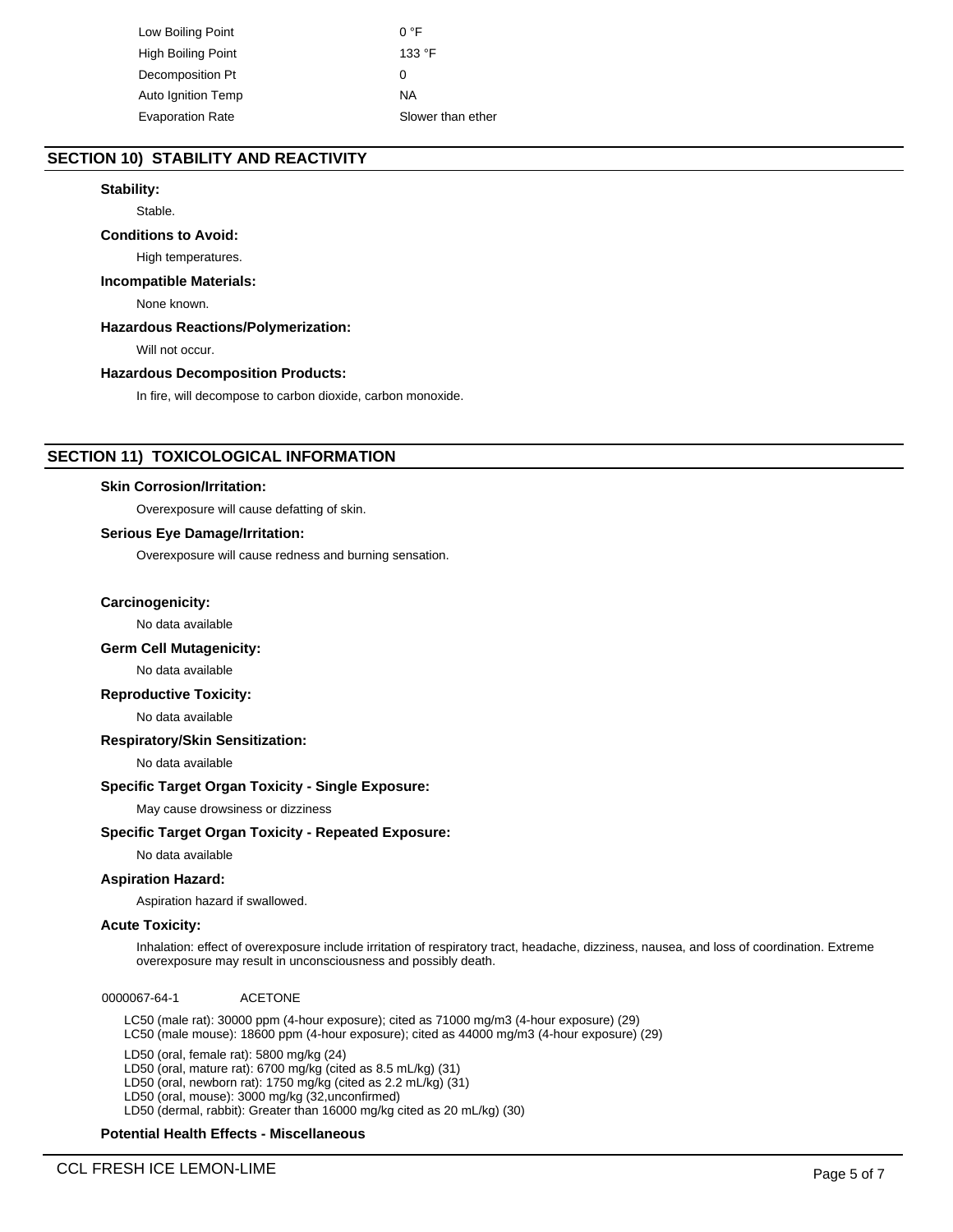| | |
|---|---|
| Low Boiling Point | 0 °F |
| High Boiling Point | 133 °F |
| Decomposition Pt | 0 |
| Auto Ignition Temp | NA |
| Evaporation Rate | Slower than ether |

## SECTION 10) STABILITY AND REACTIVITY

**Stability:**

Stable.

**Conditions to Avoid:**

High temperatures.

**Incompatible Materials:**

None known.

**Hazardous Reactions/Polymerization:**

Will not occur.

**Hazardous Decomposition Products:**

In fire, will decompose to carbon dioxide, carbon monoxide.

## SECTION 11) TOXICOLOGICAL INFORMATION

**Skin Corrosion/Irritation:**

Overexposure will cause defatting of skin.

**Serious Eye Damage/Irritation:**

Overexposure will cause redness and burning sensation.

**Carcinogenicity:**

No data available

**Germ Cell Mutagenicity:**

No data available

**Reproductive Toxicity:**

No data available

**Respiratory/Skin Sensitization:**

No data available

**Specific Target Organ Toxicity - Single Exposure:**

May cause drowsiness or dizziness

**Specific Target Organ Toxicity - Repeated Exposure:**

No data available

**Aspiration Hazard:**

Aspiration hazard if swallowed.

**Acute Toxicity:**

Inhalation: effect of overexposure include irritation of respiratory tract, headache, dizziness, nausea, and loss of coordination. Extreme overexposure may result in unconsciousness and possibly death.

0000067-64-1 ACETONE

LC50 (male rat): 30000 ppm (4-hour exposure); cited as 71000 mg/m3 (4-hour exposure) (29)
LC50 (male mouse): 18600 ppm (4-hour exposure); cited as 44000 mg/m3 (4-hour exposure) (29)

LD50 (oral, female rat): 5800 mg/kg (24)
LD50 (oral, mature rat): 6700 mg/kg (cited as 8.5 mL/kg) (31)
LD50 (oral, newborn rat): 1750 mg/kg (cited as 2.2 mL/kg) (31)
LD50 (oral, mouse): 3000 mg/kg (32,unconfirmed)
LD50 (dermal, rabbit): Greater than 16000 mg/kg cited as 20 mL/kg) (30)

**Potential Health Effects - Miscellaneous**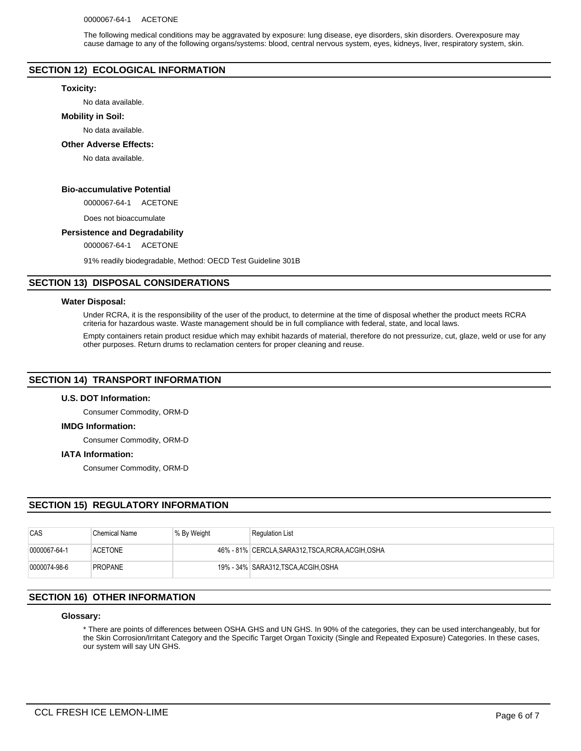0000067-64-1 ACETONE

The following medical conditions may be aggravated by exposure: lung disease, eye disorders, skin disorders. Overexposure may cause damage to any of the following organs/systems: blood, central nervous system, eyes, kidneys, liver, respiratory system, skin.

## SECTION 12) ECOLOGICAL INFORMATION

**Toxicity:**

No data available.

**Mobility in Soil:**

No data available.

**Other Adverse Effects:**

No data available.

**Bio-accumulative Potential**

0000067-64-1 ACETONE

Does not bioaccumulate

**Persistence and Degradability**

0000067-64-1 ACETONE

91% readily biodegradable, Method: OECD Test Guideline 301B

## SECTION 13) DISPOSAL CONSIDERATIONS

**Water Disposal:**

Under RCRA, it is the responsibility of the user of the product, to determine at the time of disposal whether the product meets RCRA criteria for hazardous waste. Waste management should be in full compliance with federal, state, and local laws.

Empty containers retain product residue which may exhibit hazards of material, therefore do not pressurize, cut, glaze, weld or use for any other purposes. Return drums to reclamation centers for proper cleaning and reuse.

## SECTION 14) TRANSPORT INFORMATION

**U.S. DOT Information:**

Consumer Commodity, ORM-D

**IMDG Information:**

Consumer Commodity, ORM-D

**IATA Information:**

Consumer Commodity, ORM-D

## SECTION 15) REGULATORY INFORMATION

| CAS | Chemical Name | % By Weight | Regulation List |
|---|---|---|---|
| 0000067-64-1 | ACETONE | 46% - 81% | CERCLA,SARA312,TSCA,RCRA,ACGIH,OSHA |
| 0000074-98-6 | PROPANE | 19% - 34% | SARA312,TSCA,ACGIH,OSHA |

## SECTION 16) OTHER INFORMATION

**Glossary:**

* There are points of differences between OSHA GHS and UN GHS. In 90% of the categories, they can be used interchangeably, but for the Skin Corrosion/Irritant Category and the Specific Target Organ Toxicity (Single and Repeated Exposure) Categories. In these cases, our system will say UN GHS.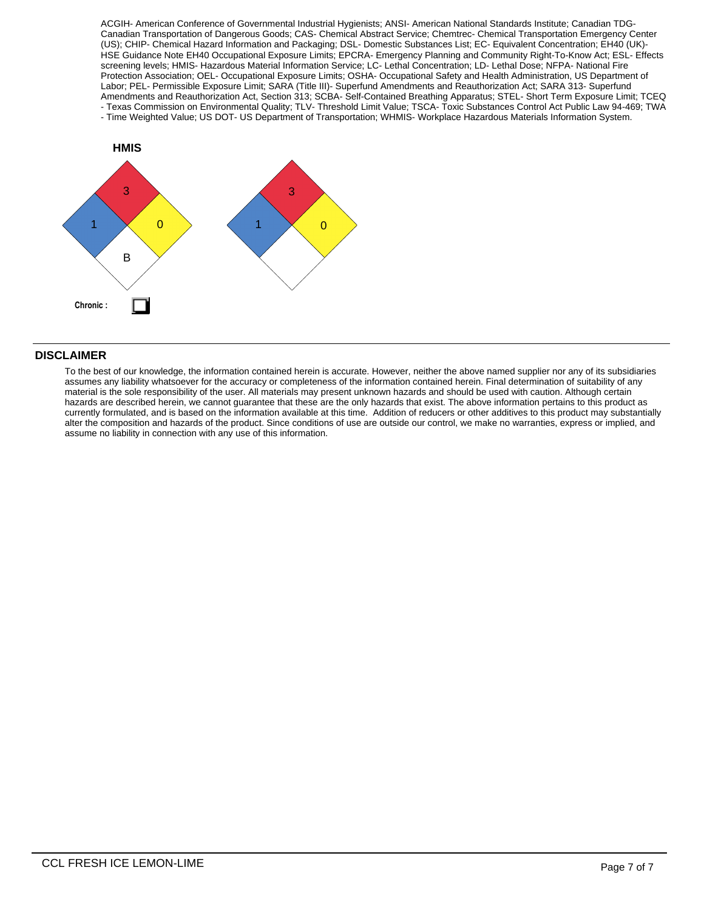ACGIH- American Conference of Governmental Industrial Hygienists; ANSI- American National Standards Institute; Canadian TDG- Canadian Transportation of Dangerous Goods; CAS- Chemical Abstract Service; Chemtrec- Chemical Transportation Emergency Center (US); CHIP- Chemical Hazard Information and Packaging; DSL- Domestic Substances List; EC- Equivalent Concentration; EH40 (UK)- HSE Guidance Note EH40 Occupational Exposure Limits; EPCRA- Emergency Planning and Community Right-To-Know Act; ESL- Effects screening levels; HMIS- Hazardous Material Information Service; LC- Lethal Concentration; LD- Lethal Dose; NFPA- National Fire Protection Association; OEL- Occupational Exposure Limits; OSHA- Occupational Safety and Health Administration, US Department of Labor; PEL- Permissible Exposure Limit; SARA (Title III)- Superfund Amendments and Reauthorization Act; SARA 313- Superfund Amendments and Reauthorization Act, Section 313; SCBA- Self-Contained Breathing Apparatus; STEL- Short Term Exposure Limit; TCEQ - Texas Commission on Environmental Quality; TLV- Threshold Limit Value; TSCA- Toxic Substances Control Act Public Law 94-469; TWA - Time Weighted Value; US DOT- US Department of Transportation; WHMIS- Workplace Hazardous Materials Information System.

**HMIS**

3
1
0
B

Chronic :

3
1
0

## DISCLAIMER

To the best of our knowledge, the information contained herein is accurate. However, neither the above named supplier nor any of its subsidiaries assumes any liability whatsoever for the accuracy or completeness of the information contained herein. Final determination of suitability of any material is the sole responsibility of the user. All materials may present unknown hazards and should be used with caution. Although certain hazards are described herein, we cannot guarantee that these are the only hazards that exist. The above information pertains to this product as currently formulated, and is based on the information available at this time. Addition of reducers or other additives to this product may substantially alter the composition and hazards of the product. Since conditions of use are outside our control, we make no warranties, express or implied, and assume no liability in connection with any use of this information.